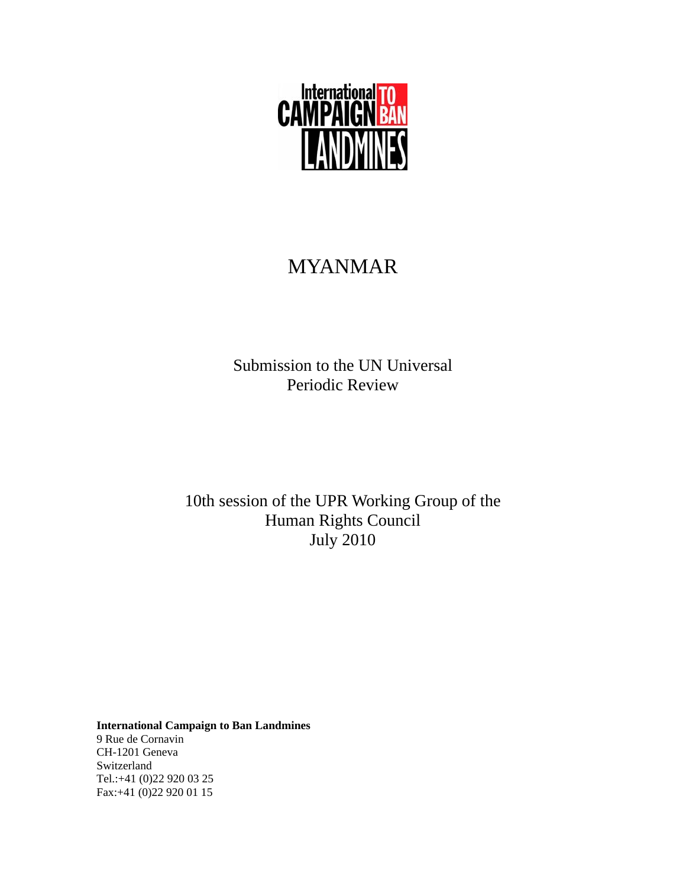International CAMPAIGN TO BAN LANDMINES

# MYANMAR

Submission to the UN Universal Periodic Review

10th session of the UPR Working Group of the Human Rights Council
July 2010

**International Campaign to Ban Landmines**
9 Rue de Cornavin
CH-1201 Geneva
Switzerland
Tel.:+41 (0)22 920 03 25
Fax:+41 (0)22 920 01 15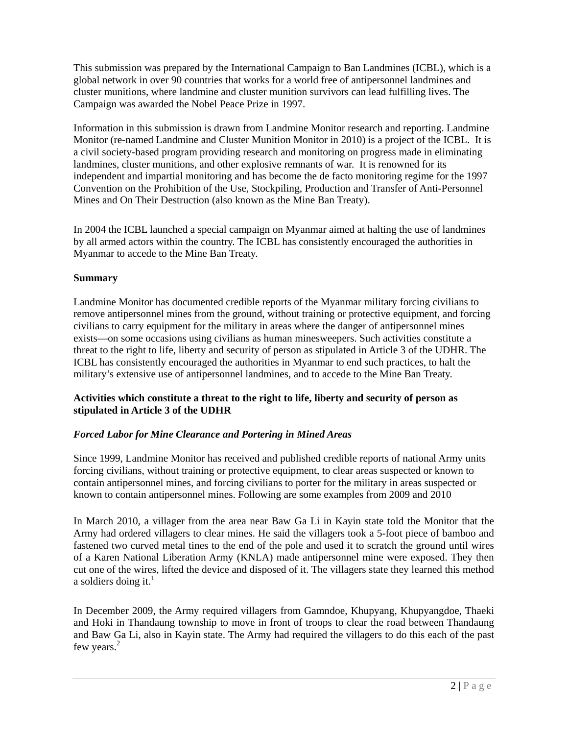This submission was prepared by the International Campaign to Ban Landmines (ICBL), which is a global network in over 90 countries that works for a world free of antipersonnel landmines and cluster munitions, where landmine and cluster munition survivors can lead fulfilling lives. The Campaign was awarded the Nobel Peace Prize in 1997.

Information in this submission is drawn from Landmine Monitor research and reporting. Landmine Monitor (re-named Landmine and Cluster Munition Monitor in 2010) is a project of the ICBL. It is a civil society-based program providing research and monitoring on progress made in eliminating landmines, cluster munitions, and other explosive remnants of war. It is renowned for its independent and impartial monitoring and has become the de facto monitoring regime for the 1997 Convention on the Prohibition of the Use, Stockpiling, Production and Transfer of Anti-Personnel Mines and On Their Destruction (also known as the Mine Ban Treaty).

In 2004 the ICBL launched a special campaign on Myanmar aimed at halting the use of landmines by all armed actors within the country. The ICBL has consistently encouraged the authorities in Myanmar to accede to the Mine Ban Treaty.

**Summary**

Landmine Monitor has documented credible reports of the Myanmar military forcing civilians to remove antipersonnel mines from the ground, without training or protective equipment, and forcing civilians to carry equipment for the military in areas where the danger of antipersonnel mines exists—on some occasions using civilians as human minesweepers. Such activities constitute a threat to the right to life, liberty and security of person as stipulated in Article 3 of the UDHR. The ICBL has consistently encouraged the authorities in Myanmar to end such practices, to halt the military's extensive use of antipersonnel landmines, and to accede to the Mine Ban Treaty.

**Activities which constitute a threat to the right to life, liberty and security of person as stipulated in Article 3 of the UDHR**

***Forced Labor for Mine Clearance and Portering in Mined Areas***

Since 1999, Landmine Monitor has received and published credible reports of national Army units forcing civilians, without training or protective equipment, to clear areas suspected or known to contain antipersonnel mines, and forcing civilians to porter for the military in areas suspected or known to contain antipersonnel mines. Following are some examples from 2009 and 2010

In March 2010, a villager from the area near Baw Ga Li in Kayin state told the Monitor that the Army had ordered villagers to clear mines. He said the villagers took a 5-foot piece of bamboo and fastened two curved metal tines to the end of the pole and used it to scratch the ground until wires of a Karen National Liberation Army (KNLA) made antipersonnel mine were exposed. They then cut one of the wires, lifted the device and disposed of it. The villagers state they learned this method a soldiers doing it.[1]

In December 2009, the Army required villagers from Gamndoe, Khupyang, Khupyangdoe, Thaeki and Hoki in Thandaung township to move in front of troops to clear the road between Thandaung and Baw Ga Li, also in Kayin state. The Army had required the villagers to do this each of the past few years.[2]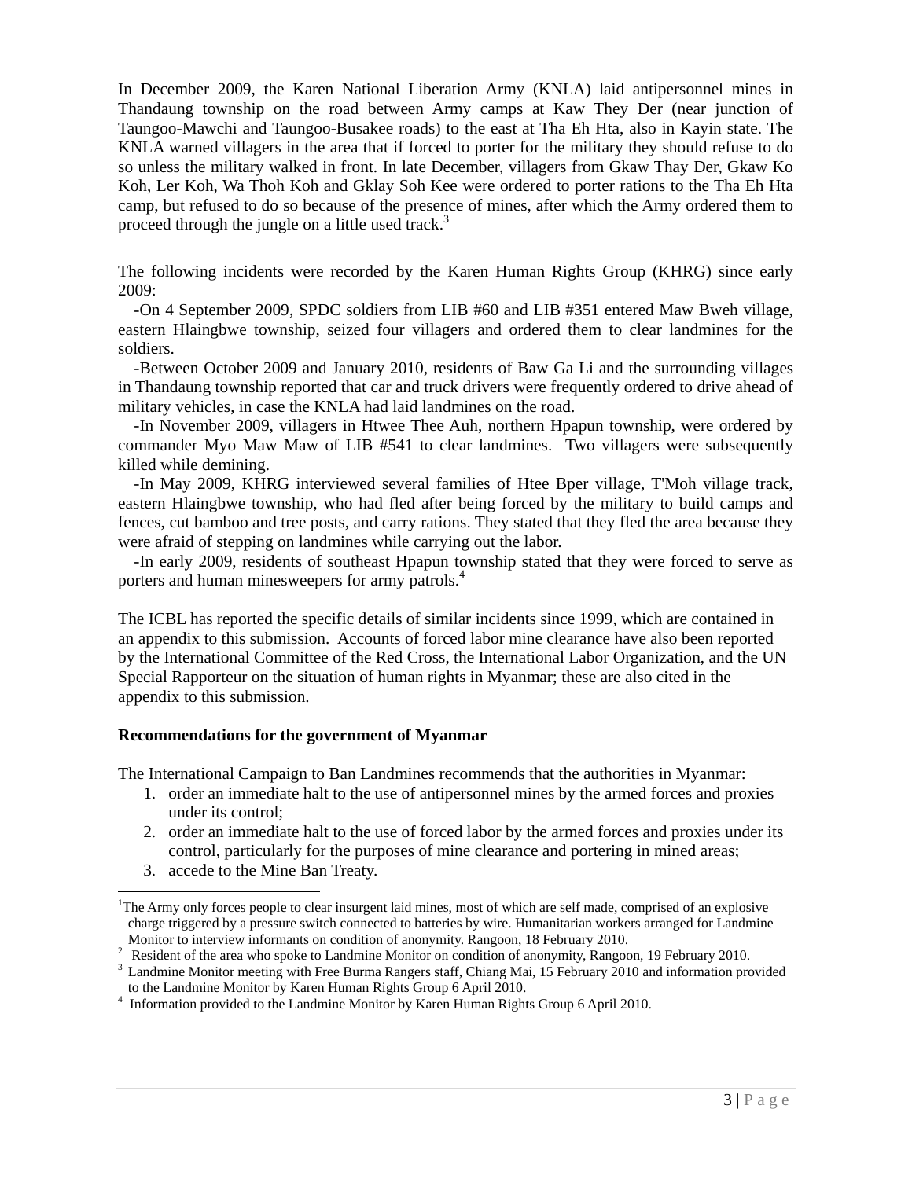In December 2009, the Karen National Liberation Army (KNLA) laid antipersonnel mines in Thandaung township on the road between Army camps at Kaw They Der (near junction of Taungoo-Mawchi and Taungoo-Busakee roads) to the east at Tha Eh Hta, also in Kayin state. The KNLA warned villagers in the area that if forced to porter for the military they should refuse to do so unless the military walked in front. In late December, villagers from Gkaw Thay Der, Gkaw Ko Koh, Ler Koh, Wa Thoh Koh and Gklay Soh Kee were ordered to porter rations to the Tha Eh Hta camp, but refused to do so because of the presence of mines, after which the Army ordered them to proceed through the jungle on a little used track.[3]

The following incidents were recorded by the Karen Human Rights Group (KHRG) since early 2009:

-On 4 September 2009, SPDC soldiers from LIB #60 and LIB #351 entered Maw Bweh village, eastern Hlaingbwe township, seized four villagers and ordered them to clear landmines for the soldiers.

-Between October 2009 and January 2010, residents of Baw Ga Li and the surrounding villages in Thandaung township reported that car and truck drivers were frequently ordered to drive ahead of military vehicles, in case the KNLA had laid landmines on the road.

-In November 2009, villagers in Htwee Thee Auh, northern Hpapun township, were ordered by commander Myo Maw Maw of LIB #541 to clear landmines. Two villagers were subsequently killed while demining.

-In May 2009, KHRG interviewed several families of Htee Bper village, T'Moh village track, eastern Hlaingbwe township, who had fled after being forced by the military to build camps and fences, cut bamboo and tree posts, and carry rations. They stated that they fled the area because they were afraid of stepping on landmines while carrying out the labor.

-In early 2009, residents of southeast Hpapun township stated that they were forced to serve as porters and human minesweepers for army patrols.[4]

The ICBL has reported the specific details of similar incidents since 1999, which are contained in an appendix to this submission. Accounts of forced labor mine clearance have also been reported by the International Committee of the Red Cross, the International Labor Organization, and the UN Special Rapporteur on the situation of human rights in Myanmar; these are also cited in the appendix to this submission.

**Recommendations for the government of Myanmar**

The International Campaign to Ban Landmines recommends that the authorities in Myanmar:

1. order an immediate halt to the use of antipersonnel mines by the armed forces and proxies under its control;
2. order an immediate halt to the use of forced labor by the armed forces and proxies under its control, particularly for the purposes of mine clearance and portering in mined areas;
3. accede to the Mine Ban Treaty.

---

[1] The Army only forces people to clear insurgent laid mines, most of which are self made, comprised of an explosive charge triggered by a pressure switch connected to batteries by wire. Humanitarian workers arranged for Landmine Monitor to interview informants on condition of anonymity. Rangoon, 18 February 2010.

[2] Resident of the area who spoke to Landmine Monitor on condition of anonymity, Rangoon, 19 February 2010.

[3] Landmine Monitor meeting with Free Burma Rangers staff, Chiang Mai, 15 February 2010 and information provided to the Landmine Monitor by Karen Human Rights Group 6 April 2010.

[4] Information provided to the Landmine Monitor by Karen Human Rights Group 6 April 2010.